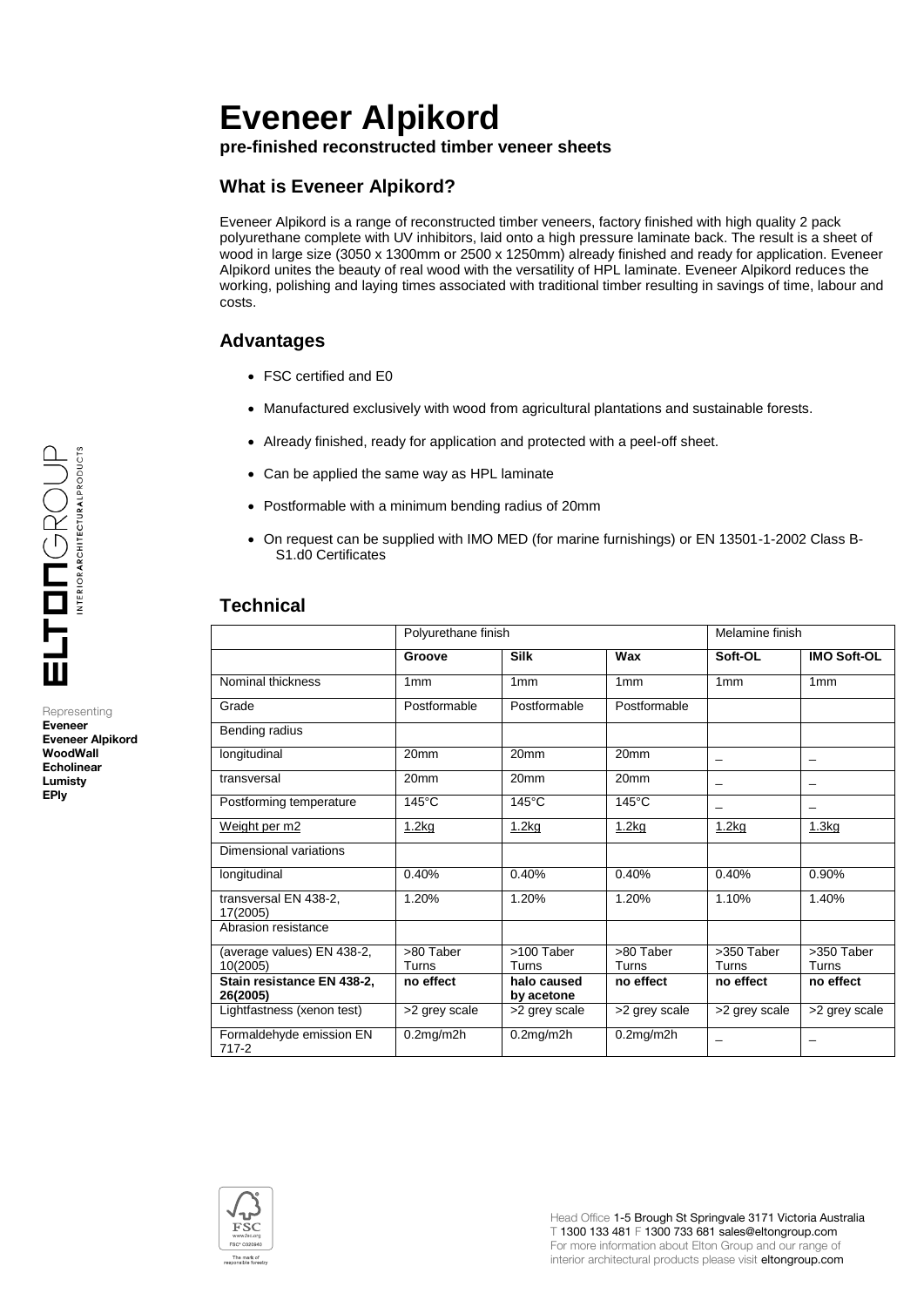# Eveneer Alpikord

**pre-finished reconstructed timber veneer sheets**

## What is Eveneer Alpikord?

Eveneer Alpikord is a range of reconstructed timber veneers, factory finished with high quality 2 pack polyurethane complete with UV inhibitors, laid onto a high pressure laminate back. The result is a sheet of wood in large size (3050 x 1300mm or 2500 x 1250mm) already finished and ready for application. Eveneer Alpikord unites the beauty of real wood with the versatility of HPL laminate. Eveneer Alpikord reduces the working, polishing and laying times associated with traditional timber resulting in savings of time, labour and costs.

## Advantages

- FSC certified and E0
- Manufactured exclusively with wood from agricultural plantations and sustainable forests.
- Already finished, ready for application and protected with a peel-off sheet.
- Can be applied the same way as HPL laminate
- Postformable with a minimum bending radius of 20mm
- On request can be supplied with IMO MED (for marine furnishings) or EN 13501-1-2002 Class B-S1.d0 Certificates

## Technical

| | Polyurethane finish | | | Melamine finish | |
|---|---|---|---|---|---|
| | **Groove** | **Silk** | **Wax** | **Soft-OL** | **IMO Soft-OL** |
| Nominal thickness | 1mm | 1mm | 1mm | 1mm | 1mm |
| Grade | Postformable | Postformable | Postformable | | |
| Bending radius | | | | | |
| longitudinal | 20mm | 20mm | 20mm | – | – |
| transversal | 20mm | 20mm | 20mm | – | – |
| Postforming temperature | 145°C | 145°C | 145°C | – | – |
| Weight per m2 | 1.2kg | 1.2kg | 1.2kg | 1.2kg | 1.3kg |
| Dimensional variations | | | | | |
| longitudinal | 0.40% | 0.40% | 0.40% | 0.40% | 0.90% |
| transversal EN 438-2, 17(2005) | 1.20% | 1.20% | 1.20% | 1.10% | 1.40% |
| Abrasion resistance | | | | | |
| (average values) EN 438-2, 10(2005) | >80 Taber Turns | >100 Taber Turns | >80 Taber Turns | >350 Taber Turns | >350 Taber Turns |
| **Stain resistance EN 438-2, 26(2005)** | **no effect** | **halo caused by acetone** | **no effect** | **no effect** | **no effect** |
| Lightfastness (xenon test) | >2 grey scale | >2 grey scale | >2 grey scale | >2 grey scale | >2 grey scale |
| Formaldehyde emission EN 717-2 | 0.2mg/m2h | 0.2mg/m2h | 0.2mg/m2h | – | – |

ELTONGROUP INTERIOR ARCHITECTURAL PRODUCTS

Representing
**Eveneer**
**Eveneer Alpikord**
**WoodWall**
**Echolinear**
**Lumisty**
**EPly**

FSC www.fsc.org FSC® C020940 The mark of responsible forestry

Head Office 1-5 Brough St Springvale 3171 Victoria Australia
T 1300 133 481 F 1300 733 681 sales@eltongroup.com
For more information about Elton Group and our range of interior architectural products please visit eltongroup.com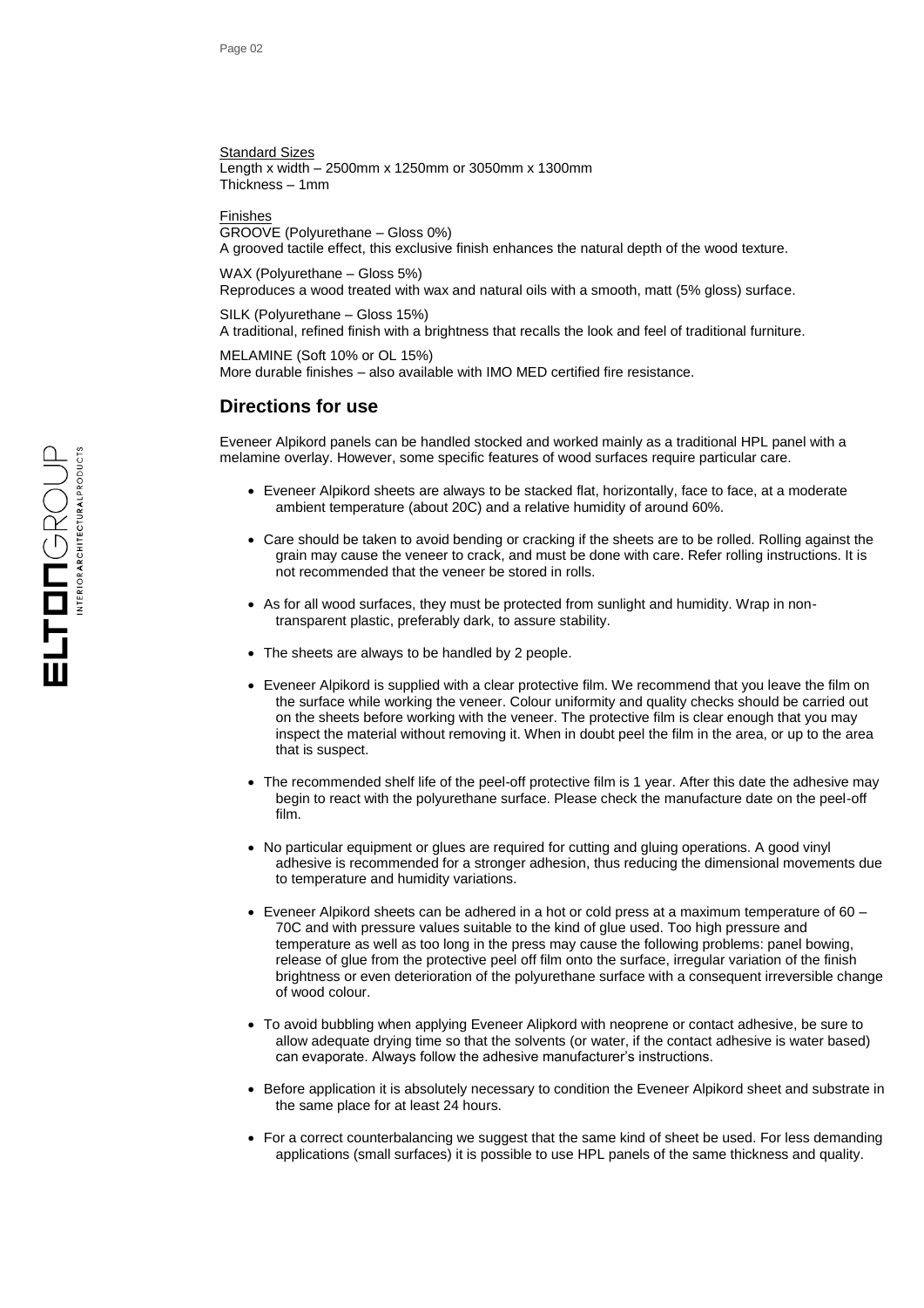Standard Sizes
Length x width – 2500mm x 1250mm or 3050mm x 1300mm
Thickness – 1mm

Finishes
GROOVE (Polyurethane – Gloss 0%)
A grooved tactile effect, this exclusive finish enhances the natural depth of the wood texture.

WAX (Polyurethane – Gloss 5%)
Reproduces a wood treated with wax and natural oils with a smooth, matt (5% gloss) surface.

SILK (Polyurethane – Gloss 15%)
A traditional, refined finish with a brightness that recalls the look and feel of traditional furniture.

MELAMINE (Soft 10% or OL 15%)
More durable finishes – also available with IMO MED certified fire resistance.

## Directions for use

Eveneer Alpikord panels can be handled stocked and worked mainly as a traditional HPL panel with a melamine overlay. However, some specific features of wood surfaces require particular care.

- Eveneer Alpikord sheets are always to be stacked flat, horizontally, face to face, at a moderate ambient temperature (about 20C) and a relative humidity of around 60%.
- Care should be taken to avoid bending or cracking if the sheets are to be rolled. Rolling against the grain may cause the veneer to crack, and must be done with care. Refer rolling instructions. It is not recommended that the veneer be stored in rolls.
- As for all wood surfaces, they must be protected from sunlight and humidity. Wrap in non-transparent plastic, preferably dark, to assure stability.
- The sheets are always to be handled by 2 people.
- Eveneer Alpikord is supplied with a clear protective film. We recommend that you leave the film on the surface while working the veneer. Colour uniformity and quality checks should be carried out on the sheets before working with the veneer. The protective film is clear enough that you may inspect the material without removing it. When in doubt peel the film in the area, or up to the area that is suspect.
- The recommended shelf life of the peel-off protective film is 1 year. After this date the adhesive may begin to react with the polyurethane surface. Please check the manufacture date on the peel-off film.
- No particular equipment or glues are required for cutting and gluing operations. A good vinyl adhesive is recommended for a stronger adhesion, thus reducing the dimensional movements due to temperature and humidity variations.
- Eveneer Alpikord sheets can be adhered in a hot or cold press at a maximum temperature of 60 – 70C and with pressure values suitable to the kind of glue used. Too high pressure and temperature as well as too long in the press may cause the following problems: panel bowing, release of glue from the protective peel off film onto the surface, irregular variation of the finish brightness or even deterioration of the polyurethane surface with a consequent irreversible change of wood colour.
- To avoid bubbling when applying Eveneer Alipkord with neoprene or contact adhesive, be sure to allow adequate drying time so that the solvents (or water, if the contact adhesive is water based) can evaporate. Always follow the adhesive manufacturer's instructions.
- Before application it is absolutely necessary to condition the Eveneer Alpikord sheet and substrate in the same place for at least 24 hours.
- For a correct counterbalancing we suggest that the same kind of sheet be used. For less demanding applications (small surfaces) it is possible to use HPL panels of the same thickness and quality.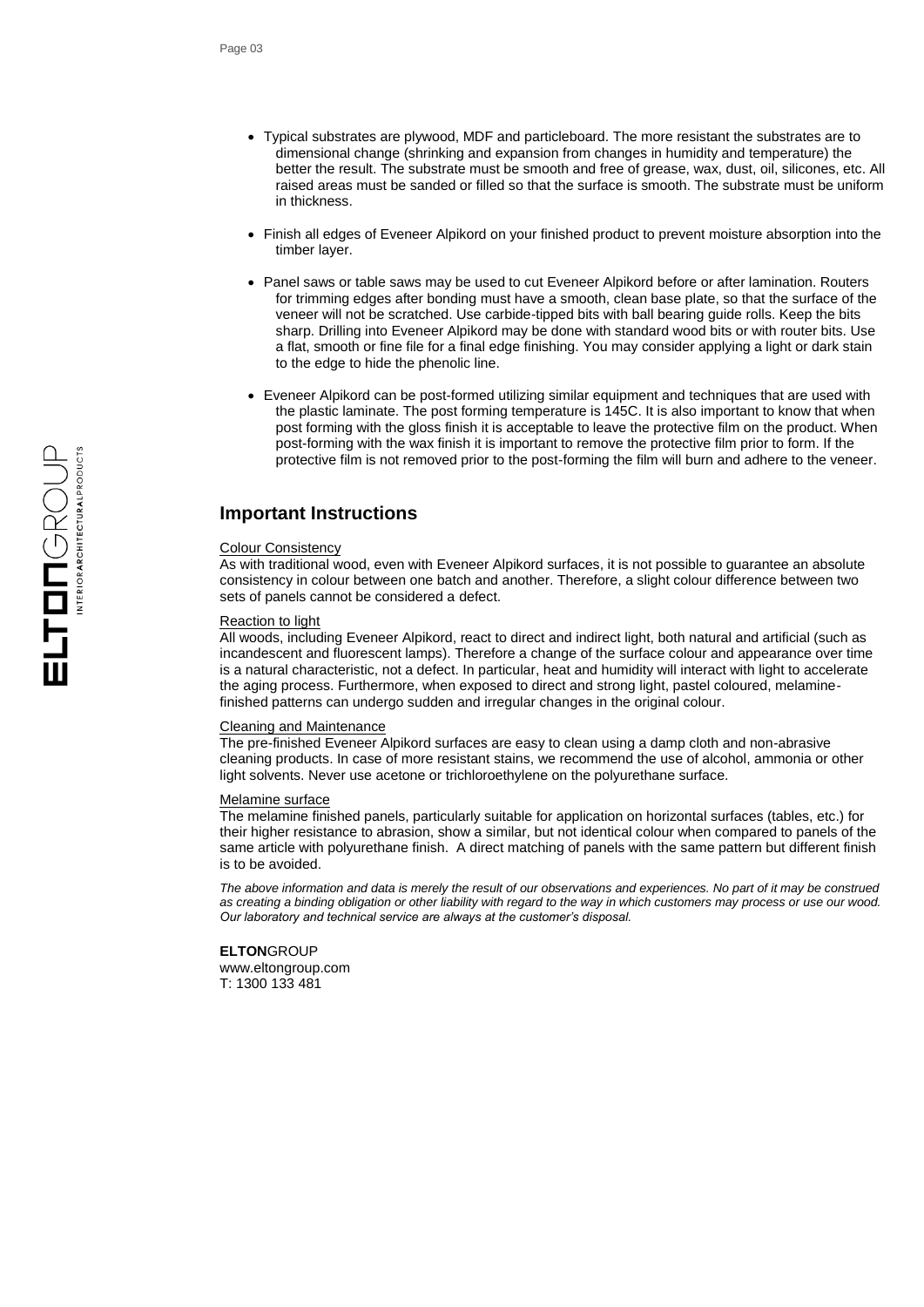- Typical substrates are plywood, MDF and particleboard. The more resistant the substrates are to dimensional change (shrinking and expansion from changes in humidity and temperature) the better the result. The substrate must be smooth and free of grease, wax, dust, oil, silicones, etc. All raised areas must be sanded or filled so that the surface is smooth. The substrate must be uniform in thickness.

- Finish all edges of Eveneer Alpikord on your finished product to prevent moisture absorption into the timber layer.

- Panel saws or table saws may be used to cut Eveneer Alpikord before or after lamination. Routers for trimming edges after bonding must have a smooth, clean base plate, so that the surface of the veneer will not be scratched. Use carbide-tipped bits with ball bearing guide rolls. Keep the bits sharp. Drilling into Eveneer Alpikord may be done with standard wood bits or with router bits. Use a flat, smooth or fine file for a final edge finishing. You may consider applying a light or dark stain to the edge to hide the phenolic line.

- Eveneer Alpikord can be post-formed utilizing similar equipment and techniques that are used with the plastic laminate. The post forming temperature is 145C. It is also important to know that when post forming with the gloss finish it is acceptable to leave the protective film on the product. When post-forming with the wax finish it is important to remove the protective film prior to form. If the protective film is not removed prior to the post-forming the film will burn and adhere to the veneer.

## Important Instructions

Colour Consistency
As with traditional wood, even with Eveneer Alpikord surfaces, it is not possible to guarantee an absolute consistency in colour between one batch and another. Therefore, a slight colour difference between two sets of panels cannot be considered a defect.

Reaction to light
All woods, including Eveneer Alpikord, react to direct and indirect light, both natural and artificial (such as incandescent and fluorescent lamps). Therefore a change of the surface colour and appearance over time is a natural characteristic, not a defect. In particular, heat and humidity will interact with light to accelerate the aging process. Furthermore, when exposed to direct and strong light, pastel coloured, melamine-finished patterns can undergo sudden and irregular changes in the original colour.

Cleaning and Maintenance
The pre-finished Eveneer Alpikord surfaces are easy to clean using a damp cloth and non-abrasive cleaning products. In case of more resistant stains, we recommend the use of alcohol, ammonia or other light solvents. Never use acetone or trichloroethylene on the polyurethane surface.

Melamine surface
The melamine finished panels, particularly suitable for application on horizontal surfaces (tables, etc.) for their higher resistance to abrasion, show a similar, but not identical colour when compared to panels of the same article with polyurethane finish. A direct matching of panels with the same pattern but different finish is to be avoided.

*The above information and data is merely the result of our observations and experiences. No part of it may be construed as creating a binding obligation or other liability with regard to the way in which customers may process or use our wood. Our laboratory and technical service are always at the customer's disposal.*

**ELTON**GROUP
www.eltongroup.com
T: 1300 133 481